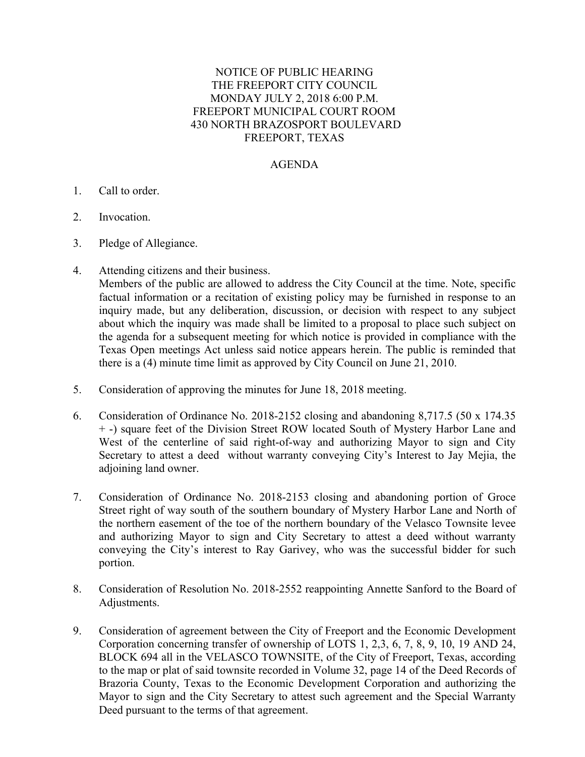NOTICE OF PUBLIC HEARING
THE FREEPORT CITY COUNCIL
MONDAY JULY 2, 2018 6:00 P.M.
FREEPORT MUNICIPAL COURT ROOM
430 NORTH BRAZOSPORT BOULEVARD
FREEPORT, TEXAS

AGENDA

1. Call to order.

2. Invocation.

3. Pledge of Allegiance.

4. Attending citizens and their business.
   Members of the public are allowed to address the City Council at the time. Note, specific factual information or a recitation of existing policy may be furnished in response to an inquiry made, but any deliberation, discussion, or decision with respect to any subject about which the inquiry was made shall be limited to a proposal to place such subject on the agenda for a subsequent meeting for which notice is provided in compliance with the Texas Open meetings Act unless said notice appears herein. The public is reminded that there is a (4) minute time limit as approved by City Council on June 21, 2010.

5. Consideration of approving the minutes for June 18, 2018 meeting.

6. Consideration of Ordinance No. 2018-2152 closing and abandoning 8,717.5 (50 x 174.35 + -) square feet of the Division Street ROW located South of Mystery Harbor Lane and West of the centerline of said right-of-way and authorizing Mayor to sign and City Secretary to attest a deed without warranty conveying City's Interest to Jay Mejia, the adjoining land owner.

7. Consideration of Ordinance No. 2018-2153 closing and abandoning portion of Groce Street right of way south of the southern boundary of Mystery Harbor Lane and North of the northern easement of the toe of the northern boundary of the Velasco Townsite levee and authorizing Mayor to sign and City Secretary to attest a deed without warranty conveying the City's interest to Ray Garivey, who was the successful bidder for such portion.

8. Consideration of Resolution No. 2018-2552 reappointing Annette Sanford to the Board of Adjustments.

9. Consideration of agreement between the City of Freeport and the Economic Development Corporation concerning transfer of ownership of LOTS 1, 2,3, 6, 7, 8, 9, 10, 19 AND 24, BLOCK 694 all in the VELASCO TOWNSITE, of the City of Freeport, Texas, according to the map or plat of said townsite recorded in Volume 32, page 14 of the Deed Records of Brazoria County, Texas to the Economic Development Corporation and authorizing the Mayor to sign and the City Secretary to attest such agreement and the Special Warranty Deed pursuant to the terms of that agreement.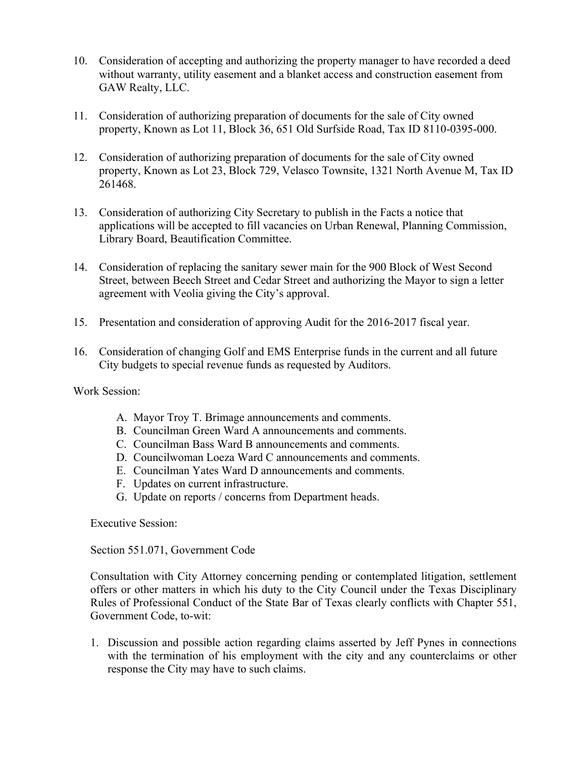10. Consideration of accepting and authorizing the property manager to have recorded a deed without warranty, utility easement and a blanket access and construction easement from GAW Realty, LLC.

11. Consideration of authorizing preparation of documents for the sale of City owned property, Known as Lot 11, Block 36, 651 Old Surfside Road, Tax ID 8110-0395-000.

12. Consideration of authorizing preparation of documents for the sale of City owned property, Known as Lot 23, Block 729, Velasco Townsite, 1321 North Avenue M, Tax ID 261468.

13. Consideration of authorizing City Secretary to publish in the Facts a notice that applications will be accepted to fill vacancies on Urban Renewal, Planning Commission, Library Board, Beautification Committee.

14. Consideration of replacing the sanitary sewer main for the 900 Block of West Second Street, between Beech Street and Cedar Street and authorizing the Mayor to sign a letter agreement with Veolia giving the City's approval.

15. Presentation and consideration of approving Audit for the 2016-2017 fiscal year.

16. Consideration of changing Golf and EMS Enterprise funds in the current and all future City budgets to special revenue funds as requested by Auditors.

Work Session:

A. Mayor Troy T. Brimage announcements and comments.
B. Councilman Green Ward A announcements and comments.
C. Councilman Bass Ward B announcements and comments.
D. Councilwoman Loeza Ward C announcements and comments.
E. Councilman Yates Ward D announcements and comments.
F. Updates on current infrastructure.
G. Update on reports / concerns from Department heads.

Executive Session:

Section 551.071, Government Code

Consultation with City Attorney concerning pending or contemplated litigation, settlement offers or other matters in which his duty to the City Council under the Texas Disciplinary Rules of Professional Conduct of the State Bar of Texas clearly conflicts with Chapter 551, Government Code, to-wit:

1. Discussion and possible action regarding claims asserted by Jeff Pynes in connections with the termination of his employment with the city and any counterclaims or other response the City may have to such claims.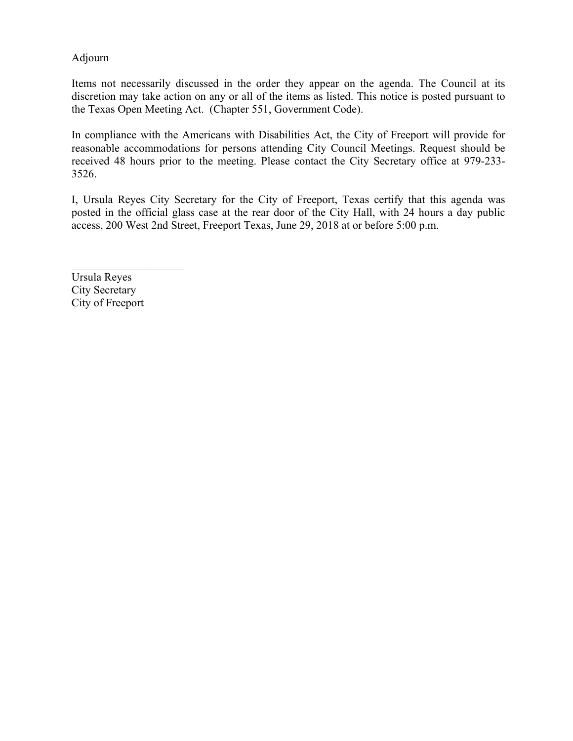Adjourn

Items not necessarily discussed in the order they appear on the agenda. The Council at its discretion may take action on any or all of the items as listed. This notice is posted pursuant to the Texas Open Meeting Act. (Chapter 551, Government Code).

In compliance with the Americans with Disabilities Act, the City of Freeport will provide for reasonable accommodations for persons attending City Council Meetings. Request should be received 48 hours prior to the meeting. Please contact the City Secretary office at 979-233-3526.

I, Ursula Reyes City Secretary for the City of Freeport, Texas certify that this agenda was posted in the official glass case at the rear door of the City Hall, with 24 hours a day public access, 200 West 2nd Street, Freeport Texas, June 29, 2018 at or before 5:00 p.m.

\_\_\_\_\_\_\_\_\_\_\_\_\_\_\_\_\_\_\_\_\_\_

Ursula Reyes
City Secretary
City of Freeport